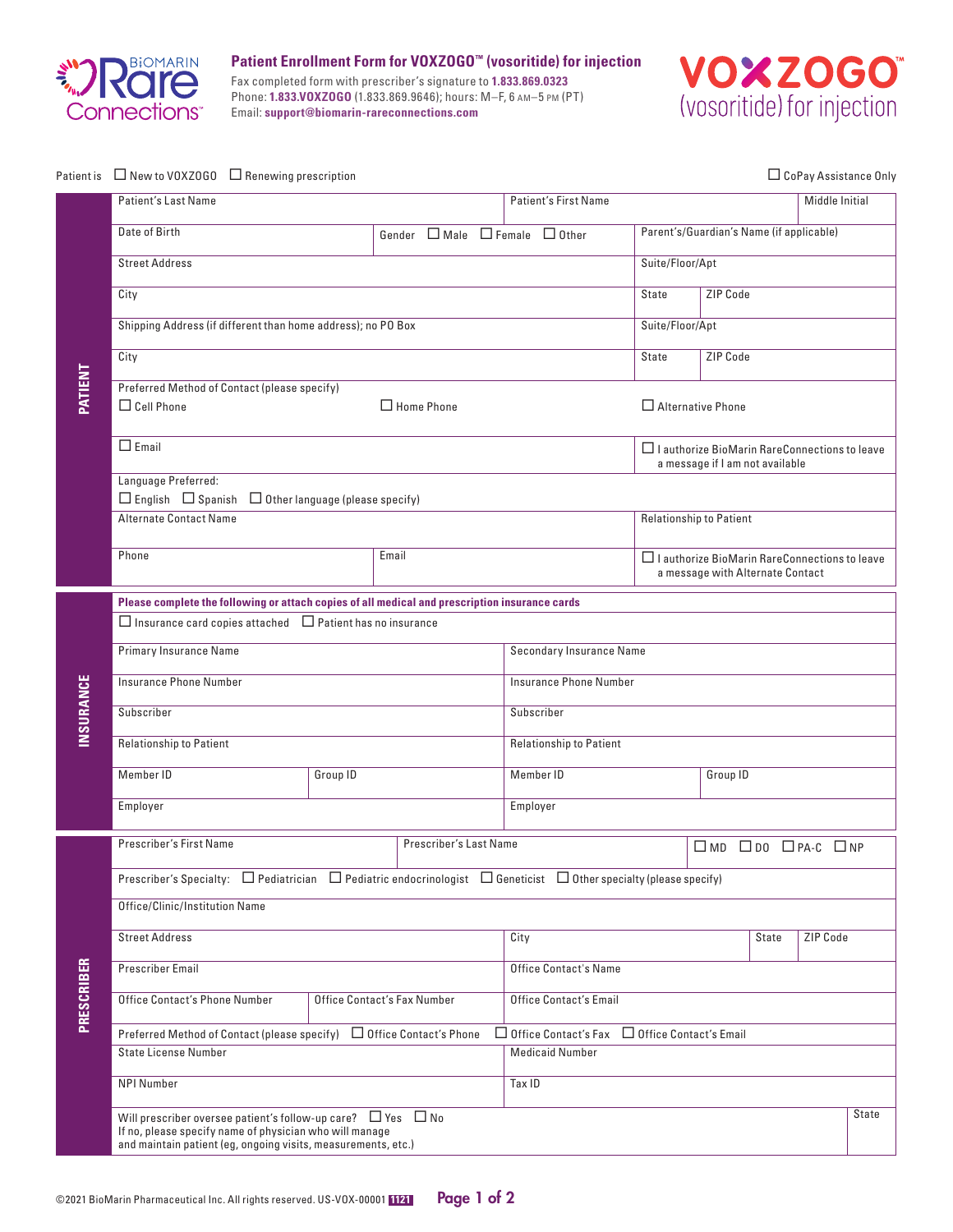# Patient Enrollment Form for VOXZOGO™ (vosoritide) for injection

Fax completed form with prescriber's signature to **1.833.869.0323**
Phone: **1.833.VOXZOGO** (1.833.869.9646); hours: M–F, 6 AM–5 PM (PT)
Email: **support@biomarin-rareconnections.com**

Patient is ☐ New to VOXZOGO ☐ Renewing prescription ☐ CoPay Assistance Only

## PATIENT

| | | | |
|---|---|---|---|
| Patient's Last Name | | Patient's First Name | Middle Initial |
| Date of Birth | Gender ☐ Male ☐ Female ☐ Other | Parent's/Guardian's Name (if applicable) | |
| Street Address | | Suite/Floor/Apt | |
| City | | State | ZIP Code |
| Shipping Address (if different than home address); no PO Box | | Suite/Floor/Apt | |
| City | | State | ZIP Code |
| Preferred Method of Contact (please specify) ☐ Cell Phone | ☐ Home Phone | ☐ Alternative Phone | |
| ☐ Email | | ☐ I authorize BioMarin RareConnections to leave a message if I am not available | |
| Language Preferred: ☐ English ☐ Spanish ☐ Other language (please specify) | | | |
| Alternate Contact Name | | Relationship to Patient | |
| Phone | Email | ☐ I authorize BioMarin RareConnections to leave a message with Alternate Contact | |

## INSURANCE

**Please complete the following or attach copies of all medical and prescription insurance cards**

☐ Insurance card copies attached ☐ Patient has no insurance

| | | | |
|---|---|---|---|
| Primary Insurance Name | | Secondary Insurance Name | |
| Insurance Phone Number | | Insurance Phone Number | |
| Subscriber | | Subscriber | |
| Relationship to Patient | | Relationship to Patient | |
| Member ID | Group ID | Member ID | Group ID |
| Employer | | Employer | |

## PRESCRIBER

| | | | |
|---|---|---|---|
| Prescriber's First Name | Prescriber's Last Name | ☐ MD ☐ DO ☐ PA-C ☐ NP | |
| Prescriber's Specialty: ☐ Pediatrician ☐ Pediatric endocrinologist ☐ Geneticist ☐ Other specialty (please specify) | | | |
| Office/Clinic/Institution Name | | | |
| Street Address | City | State | ZIP Code |
| Prescriber Email | Office Contact's Name | | |
| Office Contact's Phone Number | Office Contact's Fax Number | Office Contact's Email | |
| Preferred Method of Contact (please specify) ☐ Office Contact's Phone | ☐ Office Contact's Fax ☐ Office Contact's Email | | |
| State License Number | Medicaid Number | | |
| NPI Number | Tax ID | | |
| Will prescriber oversee patient's follow-up care? ☐ Yes ☐ No<br>If no, please specify name of physician who will manage and maintain patient (eg, ongoing visits, measurements, etc.) | | | State |

©2021 BioMarin Pharmaceutical Inc. All rights reserved. US-VOX-00001 1121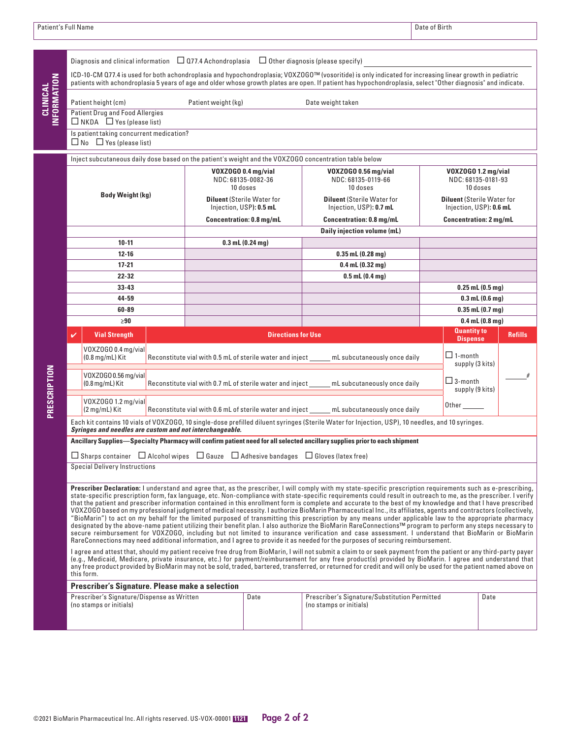| Patient's Full Name | Date of Birth |
|---|---|
| | |

## CLINICAL INFORMATION

Diagnosis and clinical information ☐ Q77.4 Achondroplasia ☐ Other diagnosis (please specify) ______

ICD-10-CM Q77.4 is used for both achondroplasia and hypochondroplasia; VOXZOGO™ (vosoritide) is only indicated for increasing linear growth in pediatric patients with achondroplasia 5 years of age and older whose growth plates are open. If patient has hypochondroplasia, select "Other diagnosis" and indicate.

Patient height (cm) Patient weight (kg) Date weight taken

Patient Drug and Food Allergies
☐ NKDA ☐ Yes (please list)

Is patient taking concurrent medication?
☐ No ☐ Yes (please list)

## PRESCRIPTION

Inject subcutaneous daily dose based on the patient's weight and the VOXZOGO concentration table below

| Body Weight (kg) | **VOXZOGO 0.4 mg/vial** NDC: 68135-0082-36 10 doses **Diluent** (Sterile Water for Injection, USP): **0.5 mL** **Concentration: 0.8 mg/mL** | **VOXZOGO 0.56 mg/vial** NDC: 68135-0119-66 10 doses **Diluent** (Sterile Water for Injection, USP): **0.7 mL** **Concentration: 0.8 mg/mL** | **VOXZOGO 1.2 mg/vial** NDC: 68135-0181-93 10 doses **Diluent** (Sterile Water for Injection, USP): **0.6 mL** **Concentration: 2 mg/mL** |
|---|---|---|---|
| | | **Daily injection volume (mL)** | |
| **10-11** | **0.3 mL (0.24 mg)** | | |
| **12-16** | | **0.35 mL (0.28 mg)** | |
| **17-21** | | **0.4 mL (0.32 mg)** | |
| **22-32** | | **0.5 mL (0.4 mg)** | |
| **33-43** | | | **0.25 mL (0.5 mg)** |
| **44-59** | | | **0.3 mL (0.6 mg)** |
| **60-89** | | | **0.35 mL (0.7 mg)** |
| **≥90** | | | **0.4 mL (0.8 mg)** |

| ✔ | Vial Strength | Directions for Use | Quantity to Dispense | Refills |
|---|---|---|---|---|
| | VOXZOGO 0.4 mg/vial (0.8 mg/mL) Kit | Reconstitute vial with 0.5 mL of sterile water and inject ______ mL subcutaneously once daily | ☐ 1-month supply (3 kits) | |
| | VOXZOGO 0.56 mg/vial (0.8 mg/mL) Kit | Reconstitute vial with 0.7 mL of sterile water and inject ______ mL subcutaneously once daily | ☐ 3-month supply (9 kits) | ______# |
| | VOXZOGO 1.2 mg/vial (2 mg/mL) Kit | Reconstitute vial with 0.6 mL of sterile water and inject ______ mL subcutaneously once daily | Other ______ | |

Each kit contains 10 vials of VOXZOGO, 10 single-dose prefilled diluent syringes (Sterile Water for Injection, USP), 10 needles, and 10 syringes.
***Syringes and needles are custom and not interchangeable.***

**Ancillary Supplies—Specialty Pharmacy will confirm patient need for all selected ancillary supplies prior to each shipment**

☐ Sharps container ☐ Alcohol wipes ☐ Gauze ☐ Adhesive bandages ☐ Gloves (latex free)

Special Delivery Instructions

**Prescriber Declaration:** I understand and agree that, as the prescriber, I will comply with my state-specific prescription requirements such as e-prescribing, state-specific prescription form, fax language, etc. Non-compliance with state-specific requirements could result in outreach to me, as the prescriber. I verify that the patient and prescriber information contained in this enrollment form is complete and accurate to the best of my knowledge and that I have prescribed VOXZOGO based on my professional judgment of medical necessity. I authorize BioMarin Pharmaceutical Inc., its affiliates, agents and contractors (collectively, "BioMarin") to act on my behalf for the limited purposed of transmitting this prescription by any means under applicable law to the appropriate pharmacy designated by the above-name patient utilizing their benefit plan. I also authorize the BioMarin RareConnections™ program to perform any steps necessary to secure reimbursement for VOXZOGO, including but not limited to insurance verification and case assessment. I understand that BioMarin or BioMarin RareConnections may need additional information, and I agree to provide it as needed for the purposes of securing reimbursement.

I agree and attest that, should my patient receive free drug from BioMarin, I will not submit a claim to or seek payment from the patient or any third-party payer (e.g., Medicaid, Medicare, private insurance, etc.) for payment/reimbursement for any free product(s) provided by BioMarin. I agree and understand that any free product provided by BioMarin may not be sold, traded, bartered, transferred, or returned for credit and will only be used for the patient named above on this form.

**Prescriber's Signature. Please make a selection**

| Prescriber's Signature/Dispense as Written (no stamps or initials) | Date | Prescriber's Signature/Substitution Permitted (no stamps or initials) | Date |
|---|---|---|---|
| | | | |

©2021 BioMarin Pharmaceutical Inc. All rights reserved. US-VOX-00001 1121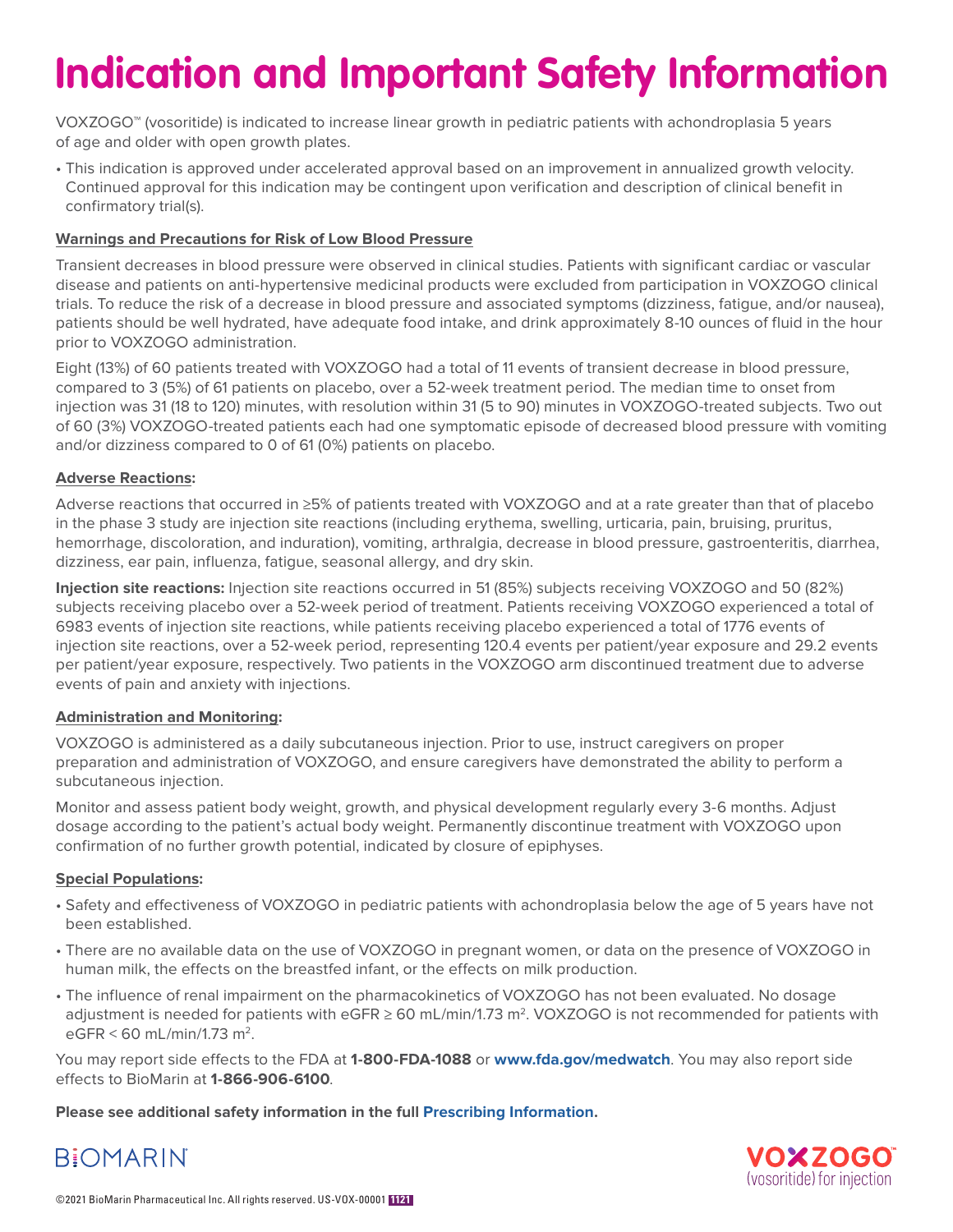# Indication and Important Safety Information

VOXZOGO™ (vosoritide) is indicated to increase linear growth in pediatric patients with achondroplasia 5 years of age and older with open growth plates.

- This indication is approved under accelerated approval based on an improvement in annualized growth velocity. Continued approval for this indication may be contingent upon verification and description of clinical benefit in confirmatory trial(s).

**Warnings and Precautions for Risk of Low Blood Pressure**

Transient decreases in blood pressure were observed in clinical studies. Patients with significant cardiac or vascular disease and patients on anti-hypertensive medicinal products were excluded from participation in VOXZOGO clinical trials. To reduce the risk of a decrease in blood pressure and associated symptoms (dizziness, fatigue, and/or nausea), patients should be well hydrated, have adequate food intake, and drink approximately 8-10 ounces of fluid in the hour prior to VOXZOGO administration.

Eight (13%) of 60 patients treated with VOXZOGO had a total of 11 events of transient decrease in blood pressure, compared to 3 (5%) of 61 patients on placebo, over a 52-week treatment period. The median time to onset from injection was 31 (18 to 120) minutes, with resolution within 31 (5 to 90) minutes in VOXZOGO-treated subjects. Two out of 60 (3%) VOXZOGO-treated patients each had one symptomatic episode of decreased blood pressure with vomiting and/or dizziness compared to 0 of 61 (0%) patients on placebo.

**Adverse Reactions:**

Adverse reactions that occurred in ≥5% of patients treated with VOXZOGO and at a rate greater than that of placebo in the phase 3 study are injection site reactions (including erythema, swelling, urticaria, pain, bruising, pruritus, hemorrhage, discoloration, and induration), vomiting, arthralgia, decrease in blood pressure, gastroenteritis, diarrhea, dizziness, ear pain, influenza, fatigue, seasonal allergy, and dry skin.

**Injection site reactions:** Injection site reactions occurred in 51 (85%) subjects receiving VOXZOGO and 50 (82%) subjects receiving placebo over a 52-week period of treatment. Patients receiving VOXZOGO experienced a total of 6983 events of injection site reactions, while patients receiving placebo experienced a total of 1776 events of injection site reactions, over a 52-week period, representing 120.4 events per patient/year exposure and 29.2 events per patient/year exposure, respectively. Two patients in the VOXZOGO arm discontinued treatment due to adverse events of pain and anxiety with injections.

**Administration and Monitoring:**

VOXZOGO is administered as a daily subcutaneous injection. Prior to use, instruct caregivers on proper preparation and administration of VOXZOGO, and ensure caregivers have demonstrated the ability to perform a subcutaneous injection.

Monitor and assess patient body weight, growth, and physical development regularly every 3-6 months. Adjust dosage according to the patient's actual body weight. Permanently discontinue treatment with VOXZOGO upon confirmation of no further growth potential, indicated by closure of epiphyses.

**Special Populations:**

- Safety and effectiveness of VOXZOGO in pediatric patients with achondroplasia below the age of 5 years have not been established.
- There are no available data on the use of VOXZOGO in pregnant women, or data on the presence of VOXZOGO in human milk, the effects on the breastfed infant, or the effects on milk production.
- The influence of renal impairment on the pharmacokinetics of VOXZOGO has not been evaluated. No dosage adjustment is needed for patients with eGFR ≥ 60 mL/min/1.73 $m^2$. VOXZOGO is not recommended for patients with eGFR < 60 mL/min/1.73 $m^2$.

You may report side effects to the FDA at **1-800-FDA-1088** or **www.fda.gov/medwatch**. You may also report side effects to BioMarin at **1-866-906-6100**.

**Please see additional safety information in the full Prescribing Information.**

BIOMARIN

VOXZOGO™ (vosoritide) for injection

©2021 BioMarin Pharmaceutical Inc. All rights reserved. US-VOX-00001 1121